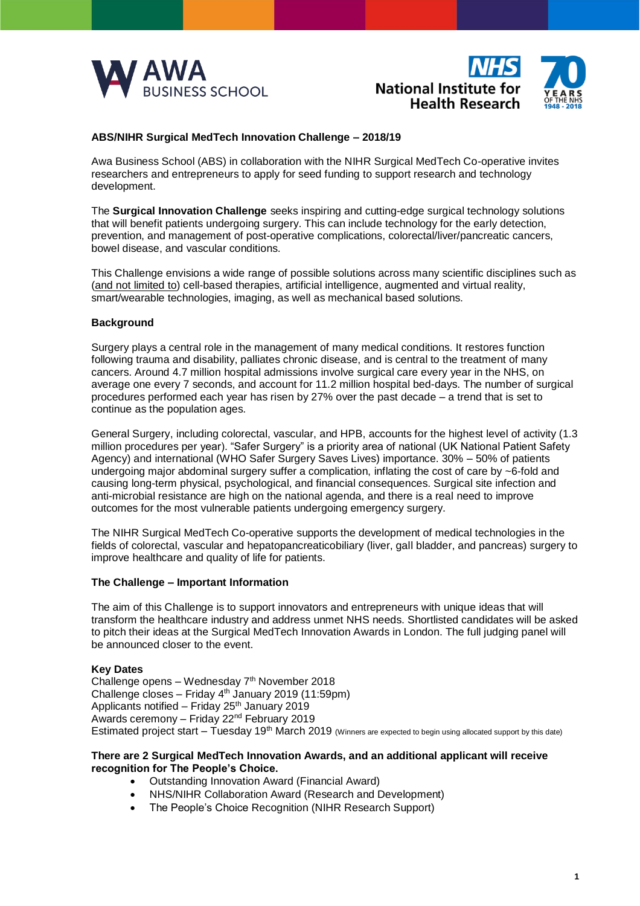**ABS/NIHR Surgical MedTech Innovation Challenge – 2018/19**

Awa Business School (ABS) in collaboration with the NIHR Surgical MedTech Co-operative invites researchers and entrepreneurs to apply for seed funding to support research and technology development.

The **Surgical Innovation Challenge** seeks inspiring and cutting-edge surgical technology solutions that will benefit patients undergoing surgery. This can include technology for the early detection, prevention, and management of post-operative complications, colorectal/liver/pancreatic cancers, bowel disease, and vascular conditions.

This Challenge envisions a wide range of possible solutions across many scientific disciplines such as (and not limited to) cell-based therapies, artificial intelligence, augmented and virtual reality, smart/wearable technologies, imaging, as well as mechanical based solutions.

**Background**

Surgery plays a central role in the management of many medical conditions. It restores function following trauma and disability, palliates chronic disease, and is central to the treatment of many cancers. Around 4.7 million hospital admissions involve surgical care every year in the NHS, on average one every 7 seconds, and account for 11.2 million hospital bed-days. The number of surgical procedures performed each year has risen by 27% over the past decade – a trend that is set to continue as the population ages.

General Surgery, including colorectal, vascular, and HPB, accounts for the highest level of activity (1.3 million procedures per year). "Safer Surgery" is a priority area of national (UK National Patient Safety Agency) and international (WHO Safer Surgery Saves Lives) importance. 30% – 50% of patients undergoing major abdominal surgery suffer a complication, inflating the cost of care by ~6-fold and causing long-term physical, psychological, and financial consequences. Surgical site infection and anti-microbial resistance are high on the national agenda, and there is a real need to improve outcomes for the most vulnerable patients undergoing emergency surgery.

The NIHR Surgical MedTech Co-operative supports the development of medical technologies in the fields of colorectal, vascular and hepatopancreaticobiliary (liver, gall bladder, and pancreas) surgery to improve healthcare and quality of life for patients.

**The Challenge – Important Information**

The aim of this Challenge is to support innovators and entrepreneurs with unique ideas that will transform the healthcare industry and address unmet NHS needs. Shortlisted candidates will be asked to pitch their ideas at the Surgical MedTech Innovation Awards in London. The full judging panel will be announced closer to the event.

**Key Dates**

Challenge opens – Wednesday 7th November 2018
Challenge closes – Friday 4th January 2019 (11:59pm)
Applicants notified – Friday 25th January 2019
Awards ceremony – Friday 22nd February 2019
Estimated project start – Tuesday 19th March 2019 (Winners are expected to begin using allocated support by this date)

**There are 2 Surgical MedTech Innovation Awards, and an additional applicant will receive recognition for The People's Choice.**

- Outstanding Innovation Award (Financial Award)
- NHS/NIHR Collaboration Award (Research and Development)
- The People's Choice Recognition (NIHR Research Support)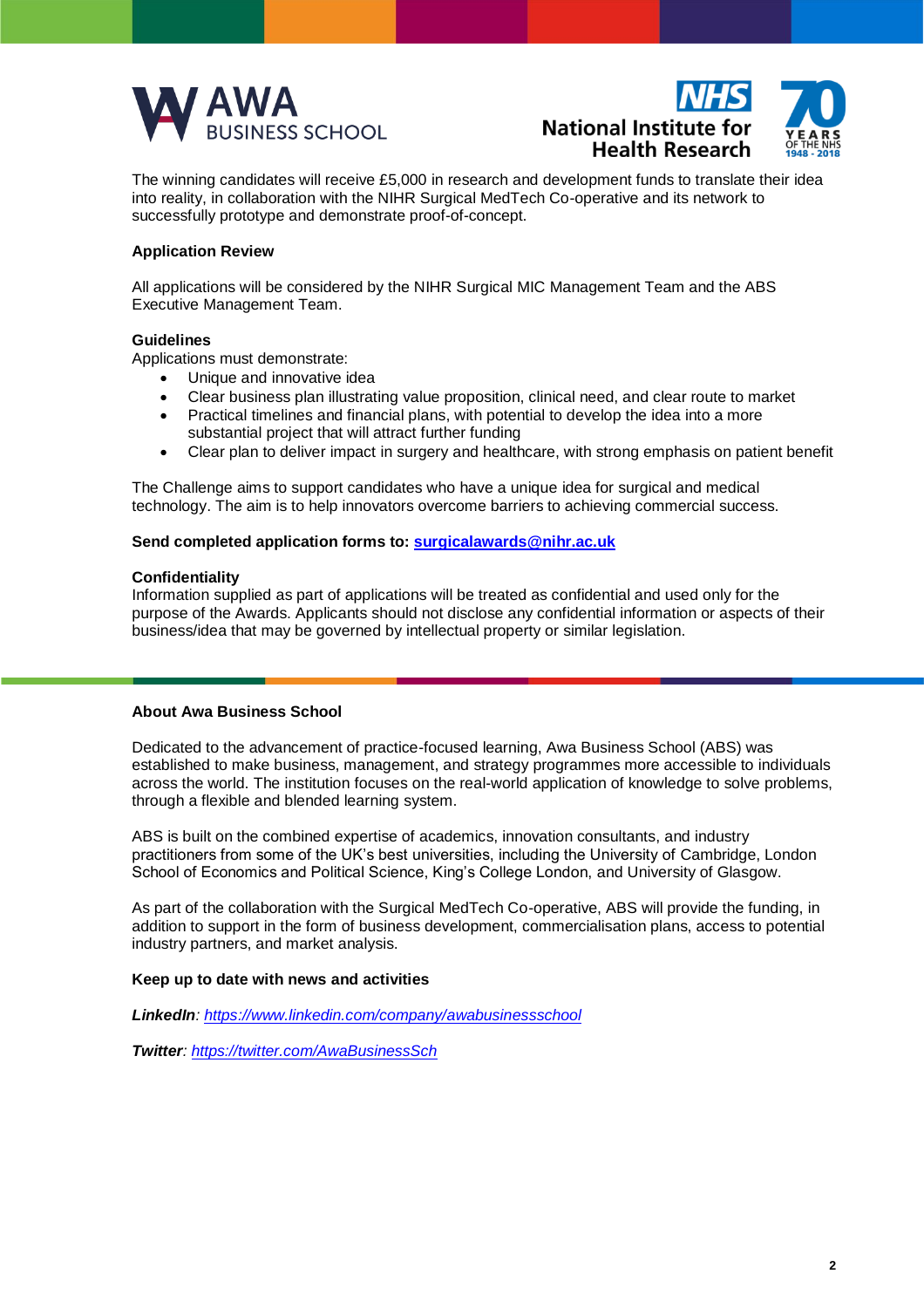The winning candidates will receive £5,000 in research and development funds to translate their idea into reality, in collaboration with the NIHR Surgical MedTech Co-operative and its network to successfully prototype and demonstrate proof-of-concept.

**Application Review**

All applications will be considered by the NIHR Surgical MIC Management Team and the ABS Executive Management Team.

**Guidelines**

Applications must demonstrate:

- Unique and innovative idea
- Clear business plan illustrating value proposition, clinical need, and clear route to market
- Practical timelines and financial plans, with potential to develop the idea into a more substantial project that will attract further funding
- Clear plan to deliver impact in surgery and healthcare, with strong emphasis on patient benefit

The Challenge aims to support candidates who have a unique idea for surgical and medical technology. The aim is to help innovators overcome barriers to achieving commercial success.

**Send completed application forms to: surgicalawards@nihr.ac.uk**

**Confidentiality**

Information supplied as part of applications will be treated as confidential and used only for the purpose of the Awards. Applicants should not disclose any confidential information or aspects of their business/idea that may be governed by intellectual property or similar legislation.

**About Awa Business School**

Dedicated to the advancement of practice-focused learning, Awa Business School (ABS) was established to make business, management, and strategy programmes more accessible to individuals across the world. The institution focuses on the real-world application of knowledge to solve problems, through a flexible and blended learning system.

ABS is built on the combined expertise of academics, innovation consultants, and industry practitioners from some of the UK's best universities, including the University of Cambridge, London School of Economics and Political Science, King's College London, and University of Glasgow.

As part of the collaboration with the Surgical MedTech Co-operative, ABS will provide the funding, in addition to support in the form of business development, commercialisation plans, access to potential industry partners, and market analysis.

**Keep up to date with news and activities**

***LinkedIn***: *https://www.linkedin.com/company/awabusinessschool*

***Twitter***: *https://twitter.com/AwaBusinessSch*